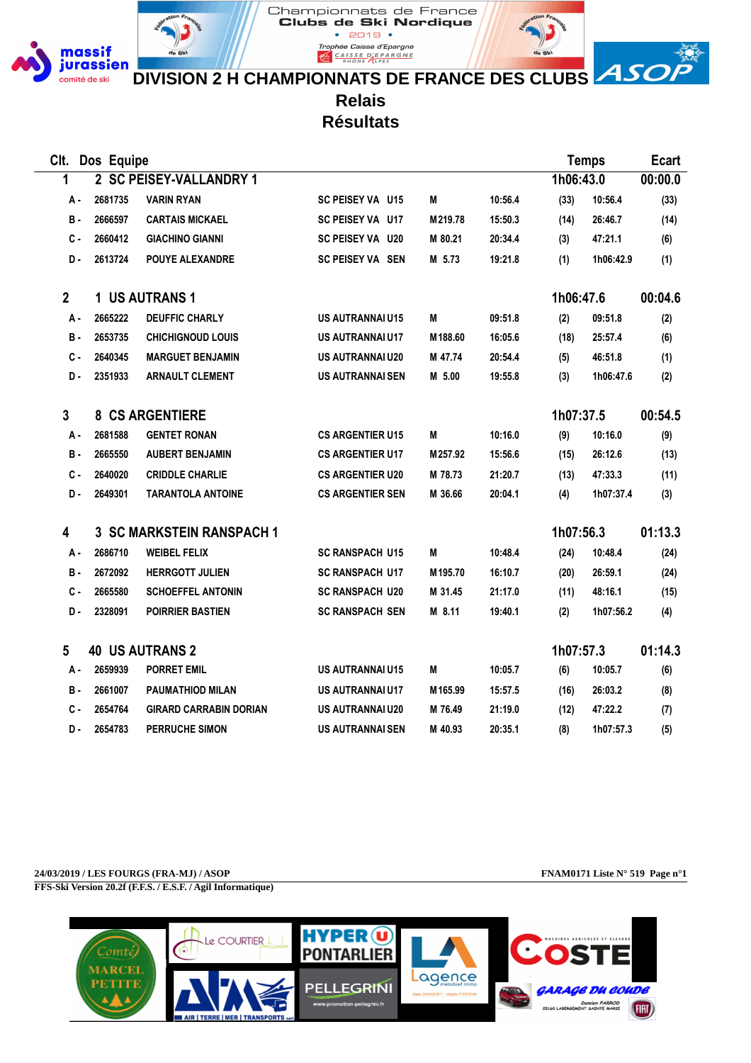Championnats de France
Clubs de Ski Nordique
• 2019 •
Trophée Caisse d'Epargne

# DIVISION 2 H CHAMPIONNATS DE FRANCE DES CLUBS

## Relais
## Résultats

| Clt. | Dos | Equipe | | | | | | Temps | Ecart |
|---|---|---|---|---|---|---|---|---|---|
| 1 | 2 | SC PEISEY-VALLANDRY 1 | | | | | | 1h06:43.0 | 00:00.0 |
| A - | 2681735 | VARIN RYAN | SC PEISEY VA U15 | M | 10:56.4 | (33) | 10:56.4 | (33) | |
| B - | 2666597 | CARTAIS MICKAEL | SC PEISEY VA U17 | M 219.78 | 15:50.3 | (14) | 26:46.7 | (14) | |
| C - | 2660412 | GIACHINO GIANNI | SC PEISEY VA U20 | M 80.21 | 20:34.4 | (3) | 47:21.1 | (6) | |
| D - | 2613724 | POUYE ALEXANDRE | SC PEISEY VA SEN | M 5.73 | 19:21.8 | (1) | 1h06:42.9 | (1) | |
| 2 | 1 | US AUTRANS 1 | | | | | | 1h06:47.6 | 00:04.6 |
| A - | 2665222 | DEUFFIC CHARLY | US AUTRANNAI U15 | M | 09:51.8 | (2) | 09:51.8 | (2) | |
| B - | 2653735 | CHICHIGNOUD LOUIS | US AUTRANNAI U17 | M 188.60 | 16:05.6 | (18) | 25:57.4 | (6) | |
| C - | 2640345 | MARGUET BENJAMIN | US AUTRANNAI U20 | M 47.74 | 20:54.4 | (5) | 46:51.8 | (1) | |
| D - | 2351933 | ARNAULT CLEMENT | US AUTRANNAI SEN | M 5.00 | 19:55.8 | (3) | 1h06:47.6 | (2) | |
| 3 | 8 | CS ARGENTIERE | | | | | | 1h07:37.5 | 00:54.5 |
| A - | 2681588 | GENTET RONAN | CS ARGENTIER U15 | M | 10:16.0 | (9) | 10:16.0 | (9) | |
| B - | 2665550 | AUBERT BENJAMIN | CS ARGENTIER U17 | M 257.92 | 15:56.6 | (15) | 26:12.6 | (13) | |
| C - | 2640020 | CRIDDLE CHARLIE | CS ARGENTIER U20 | M 78.73 | 21:20.7 | (13) | 47:33.3 | (11) | |
| D - | 2649301 | TARANTOLA ANTOINE | CS ARGENTIER SEN | M 36.66 | 20:04.1 | (4) | 1h07:37.4 | (3) | |
| 4 | 3 | SC MARKSTEIN RANSPACH 1 | | | | | | 1h07:56.3 | 01:13.3 |
| A - | 2686710 | WEIBEL FELIX | SC RANSPACH U15 | M | 10:48.4 | (24) | 10:48.4 | (24) | |
| B - | 2672092 | HERRGOTT JULIEN | SC RANSPACH U17 | M 195.70 | 16:10.7 | (20) | 26:59.1 | (24) | |
| C - | 2665580 | SCHOEFFEL ANTONIN | SC RANSPACH U20 | M 31.45 | 21:17.0 | (11) | 48:16.1 | (15) | |
| D - | 2328091 | POIRRIER BASTIEN | SC RANSPACH SEN | M 8.11 | 19:40.1 | (2) | 1h07:56.2 | (4) | |
| 5 | 40 | US AUTRANS 2 | | | | | | 1h07:57.3 | 01:14.3 |
| A - | 2659939 | PORRET EMIL | US AUTRANNAI U15 | M | 10:05.7 | (6) | 10:05.7 | (6) | |
| B - | 2661007 | PAUMATHIOD MILAN | US AUTRANNAI U17 | M 165.99 | 15:57.5 | (16) | 26:03.2 | (8) | |
| C - | 2654764 | GIRARD CARRABIN DORIAN | US AUTRANNAI U20 | M 76.49 | 21:19.0 | (12) | 47:22.2 | (7) | |
| D - | 2654783 | PERRUCHE SIMON | US AUTRANNAI SEN | M 40.93 | 20:35.1 | (8) | 1h07:57.3 | (5) | |

**24/03/2019 / LES FOURGS (FRA-MJ) / ASOP** — **FNAM0171 Liste N° 519 Page n°1**

**FFS-Ski Version 20.2f (F.F.S. / E.S.F. / Agil Informatique)**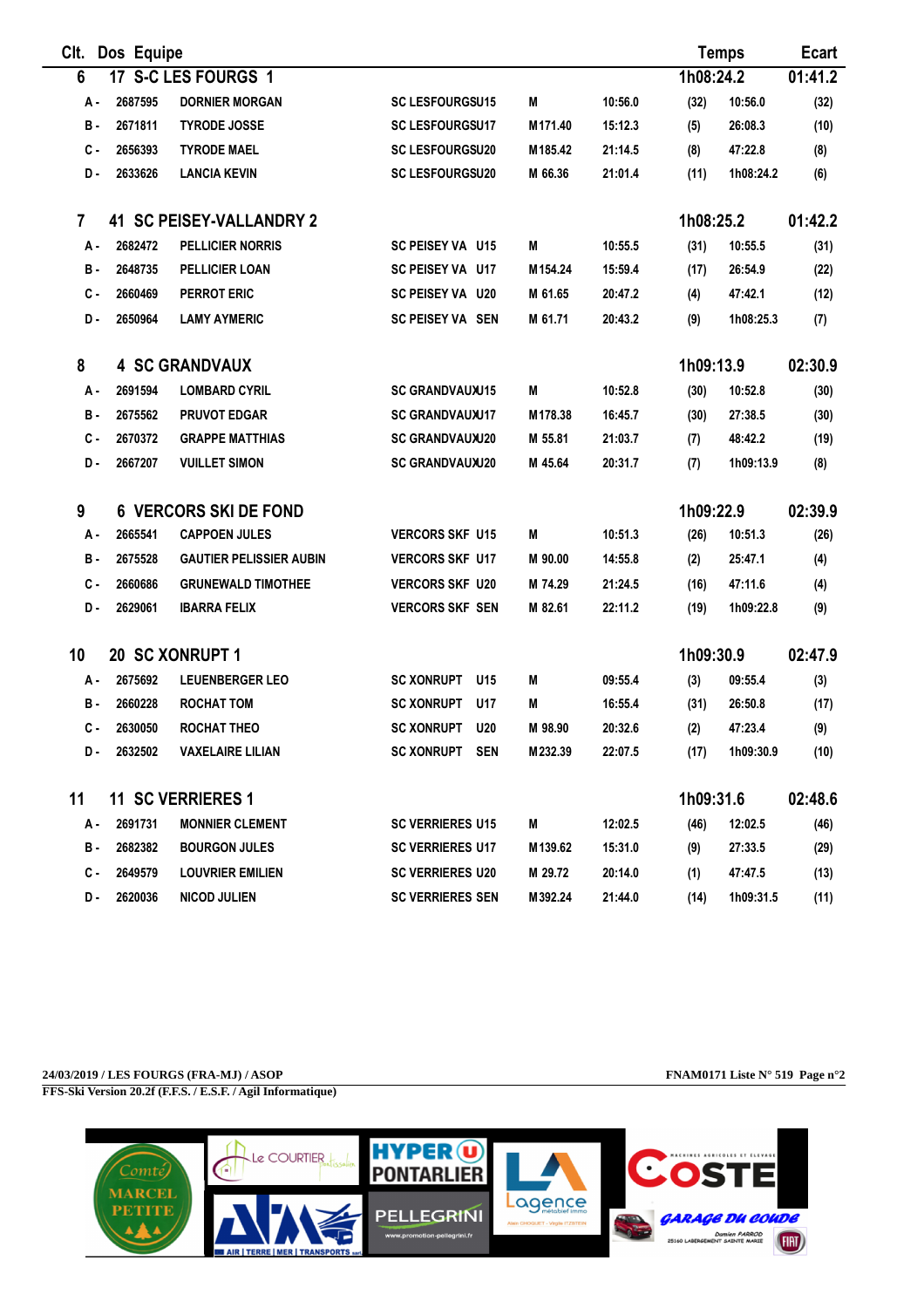| Clt. | Dos | Equipe | | | | | | Temps | Ecart |
|---|---|---|---|---|---|---|---|---|---|
| 6 | 17 | S-C LES FOURGS 1 | | | | | | 1h08:24.2 | 01:41.2 |
| A - | 2687595 | DORNIER MORGAN | SC LESFOURGSU15 | M | 10:56.0 | (32) | 10:56.0 | | (32) |
| B - | 2671811 | TYRODE JOSSE | SC LESFOURGSU17 | M171.40 | 15:12.3 | (5) | 26:08.3 | | (10) |
| C - | 2656393 | TYRODE MAEL | SC LESFOURGSU20 | M185.42 | 21:14.5 | (8) | 47:22.8 | | (8) |
| D - | 2633626 | LANCIA KEVIN | SC LESFOURGSU20 | M 66.36 | 21:01.4 | (11) | 1h08:24.2 | | (6) |
| 7 | 41 | SC PEISEY-VALLANDRY 2 | | | | | | 1h08:25.2 | 01:42.2 |
| A - | 2682472 | PELLICIER NORRIS | SC PEISEY VA U15 | M | 10:55.5 | (31) | 10:55.5 | | (31) |
| B - | 2648735 | PELLICIER LOAN | SC PEISEY VA U17 | M154.24 | 15:59.4 | (17) | 26:54.9 | | (22) |
| C - | 2660469 | PERROT ERIC | SC PEISEY VA U20 | M 61.65 | 20:47.2 | (4) | 47:42.1 | | (12) |
| D - | 2650964 | LAMY AYMERIC | SC PEISEY VA SEN | M 61.71 | 20:43.2 | (9) | 1h08:25.3 | | (7) |
| 8 | 4 | SC GRANDVAUX | | | | | | 1h09:13.9 | 02:30.9 |
| A - | 2691594 | LOMBARD CYRIL | SC GRANDVAUXU15 | M | 10:52.8 | (30) | 10:52.8 | | (30) |
| B - | 2675562 | PRUVOT EDGAR | SC GRANDVAUXU17 | M178.38 | 16:45.7 | (30) | 27:38.5 | | (30) |
| C - | 2670372 | GRAPPE MATTHIAS | SC GRANDVAUXU20 | M 55.81 | 21:03.7 | (7) | 48:42.2 | | (19) |
| D - | 2667207 | VUILLET SIMON | SC GRANDVAUXU20 | M 45.64 | 20:31.7 | (7) | 1h09:13.9 | | (8) |
| 9 | 6 | VERCORS SKI DE FOND | | | | | | 1h09:22.9 | 02:39.9 |
| A - | 2665541 | CAPPOEN JULES | VERCORS SKF U15 | M | 10:51.3 | (26) | 10:51.3 | | (26) |
| B - | 2675528 | GAUTIER PELISSIER AUBIN | VERCORS SKF U17 | M 90.00 | 14:55.8 | (2) | 25:47.1 | | (4) |
| C - | 2660686 | GRUNEWALD TIMOTHEE | VERCORS SKF U20 | M 74.29 | 21:24.5 | (16) | 47:11.6 | | (4) |
| D - | 2629061 | IBARRA FELIX | VERCORS SKF SEN | M 82.61 | 22:11.2 | (19) | 1h09:22.8 | | (9) |
| 10 | 20 | SC XONRUPT 1 | | | | | | 1h09:30.9 | 02:47.9 |
| A - | 2675692 | LEUENBERGER LEO | SC XONRUPT U15 | M | 09:55.4 | (3) | 09:55.4 | | (3) |
| B - | 2660228 | ROCHAT TOM | SC XONRUPT U17 | M | 16:55.4 | (31) | 26:50.8 | | (17) |
| C - | 2630050 | ROCHAT THEO | SC XONRUPT U20 | M 98.90 | 20:32.6 | (2) | 47:23.4 | | (9) |
| D - | 2632502 | VAXELAIRE LILIAN | SC XONRUPT SEN | M232.39 | 22:07.5 | (17) | 1h09:30.9 | | (10) |
| 11 | 11 | SC VERRIERES 1 | | | | | | 1h09:31.6 | 02:48.6 |
| A - | 2691731 | MONNIER CLEMENT | SC VERRIERES U15 | M | 12:02.5 | (46) | 12:02.5 | | (46) |
| B - | 2682382 | BOURGON JULES | SC VERRIERES U17 | M139.62 | 15:31.0 | (9) | 27:33.5 | | (29) |
| C - | 2649579 | LOUVRIER EMILIEN | SC VERRIERES U20 | M 29.72 | 20:14.0 | (1) | 47:47.5 | | (13) |
| D - | 2620036 | NICOD JULIEN | SC VERRIERES SEN | M392.24 | 21:44.0 | (14) | 1h09:31.5 | | (11) |

24/03/2019 / LES FOURGS (FRA-MJ) / ASOP — FNAM0171 Liste N° 519

FFS-Ski Version 20.2f (F.F.S. / E.S.F. / Agil Informatique)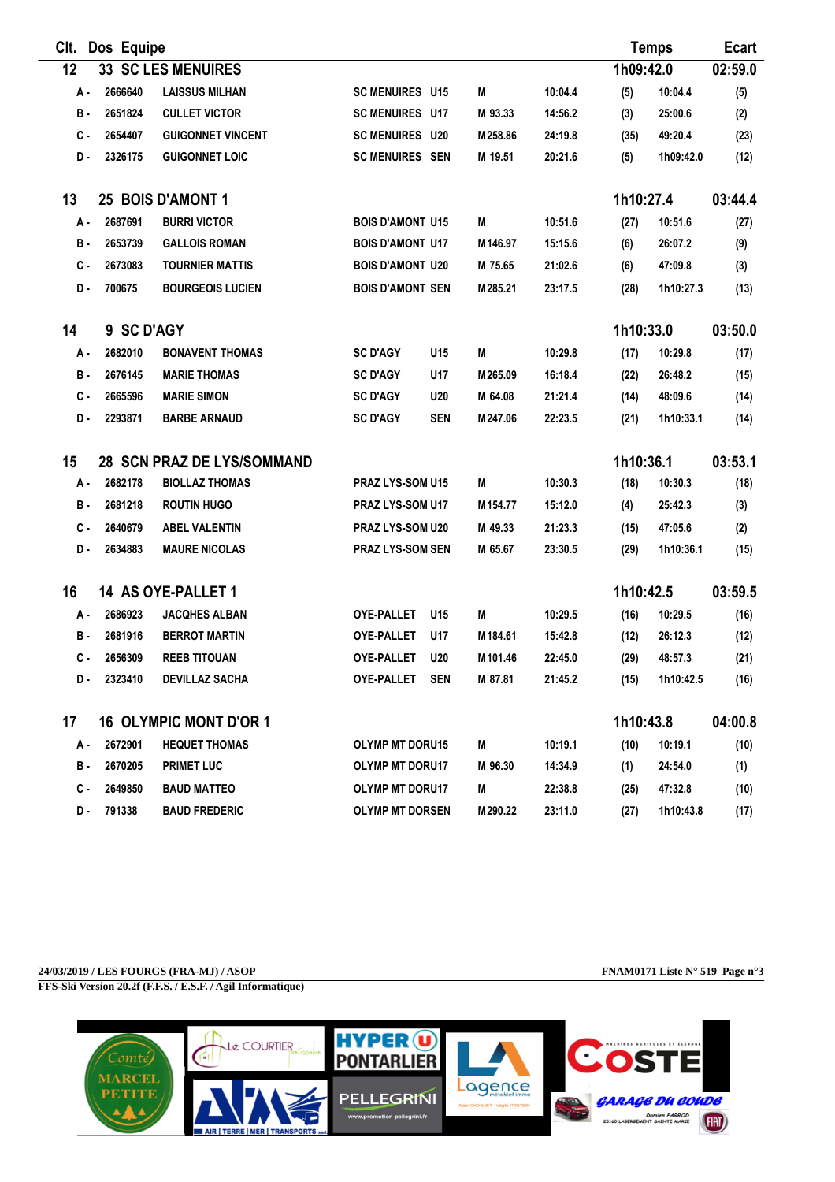| Clt. | Dos | Equipe | | | | | | | Temps | Ecart |
|---|---|---|---|---|---|---|---|---|---|---|
| 12 | 33 | SC LES MENUIRES | | | | | | | 1h09:42.0 | 02:59.0 |
| A - | 2666640 | LAISSUS MILHAN | SC MENUIRES | U15 | M | 10:04.4 | (5) | 10:04.4 | | (5) |
| B - | 2651824 | CULLET VICTOR | SC MENUIRES | U17 | M 93.33 | 14:56.2 | (3) | 25:00.6 | | (2) |
| C - | 2654407 | GUIGONNET VINCENT | SC MENUIRES | U20 | M 258.86 | 24:19.8 | (35) | 49:20.4 | | (23) |
| D - | 2326175 | GUIGONNET LOIC | SC MENUIRES | SEN | M 19.51 | 20:21.6 | (5) | 1h09:42.0 | | (12) |
| 13 | 25 | BOIS D'AMONT 1 | | | | | | | 1h10:27.4 | 03:44.4 |
| A - | 2687691 | BURRI VICTOR | BOIS D'AMONT | U15 | M | 10:51.6 | (27) | 10:51.6 | | (27) |
| B - | 2653739 | GALLOIS ROMAN | BOIS D'AMONT | U17 | M 146.97 | 15:15.6 | (6) | 26:07.2 | | (9) |
| C - | 2673083 | TOURNIER MATTIS | BOIS D'AMONT | U20 | M 75.65 | 21:02.6 | (6) | 47:09.8 | | (3) |
| D - | 700675 | BOURGEOIS LUCIEN | BOIS D'AMONT | SEN | M 285.21 | 23:17.5 | (28) | 1h10:27.3 | | (13) |
| 14 | 9 | SC D'AGY | | | | | | | 1h10:33.0 | 03:50.0 |
| A - | 2682010 | BONAVENT THOMAS | SC D'AGY | U15 | M | 10:29.8 | (17) | 10:29.8 | | (17) |
| B - | 2676145 | MARIE THOMAS | SC D'AGY | U17 | M 265.09 | 16:18.4 | (22) | 26:48.2 | | (15) |
| C - | 2665596 | MARIE SIMON | SC D'AGY | U20 | M 64.08 | 21:21.4 | (14) | 48:09.6 | | (14) |
| D - | 2293871 | BARBE ARNAUD | SC D'AGY | SEN | M 247.06 | 22:23.5 | (21) | 1h10:33.1 | | (14) |
| 15 | 28 | SCN PRAZ DE LYS/SOMMAND | | | | | | | 1h10:36.1 | 03:53.1 |
| A - | 2682178 | BIOLLAZ THOMAS | PRAZ LYS-SOM | U15 | M | 10:30.3 | (18) | 10:30.3 | | (18) |
| B - | 2681218 | ROUTIN HUGO | PRAZ LYS-SOM | U17 | M 154.77 | 15:12.0 | (4) | 25:42.3 | | (3) |
| C - | 2640679 | ABEL VALENTIN | PRAZ LYS-SOM | U20 | M 49.33 | 21:23.3 | (15) | 47:05.6 | | (2) |
| D - | 2634883 | MAURE NICOLAS | PRAZ LYS-SOM | SEN | M 65.67 | 23:30.5 | (29) | 1h10:36.1 | | (15) |
| 16 | 14 | AS OYE-PALLET 1 | | | | | | | 1h10:42.5 | 03:59.5 |
| A - | 2686923 | JACQHES ALBAN | OYE-PALLET | U15 | M | 10:29.5 | (16) | 10:29.5 | | (16) |
| B - | 2681916 | BERROT MARTIN | OYE-PALLET | U17 | M 184.61 | 15:42.8 | (12) | 26:12.3 | | (12) |
| C - | 2656309 | REEB TITOUAN | OYE-PALLET | U20 | M 101.46 | 22:45.0 | (29) | 48:57.3 | | (21) |
| D - | 2323410 | DEVILLAZ SACHA | OYE-PALLET | SEN | M 87.81 | 21:45.2 | (15) | 1h10:42.5 | | (16) |
| 17 | 16 | OLYMPIC MONT D'OR 1 | | | | | | | 1h10:43.8 | 04:00.8 |
| A - | 2672901 | HEQUET THOMAS | OLYMP MT DOR | U15 | M | 10:19.1 | (10) | 10:19.1 | | (10) |
| B - | 2670205 | PRIMET LUC | OLYMP MT DOR | U17 | M 96.30 | 14:34.9 | (1) | 24:54.0 | | (1) |
| C - | 2649850 | BAUD MATTEO | OLYMP MT DOR | U17 | M | 22:38.8 | (25) | 47:32.8 | | (10) |
| D - | 791338 | BAUD FREDERIC | OLYMP MT DOR | SEN | M 290.22 | 23:11.0 | (27) | 1h10:43.8 | | (17) |

**24/03/2019 / LES FOURGS (FRA-MJ) / ASOP** — **FNAM0171 Liste N° 519 Page n°3**

**FFS-Ski Version 20.2f (F.F.S. / E.S.F. / Agil Informatique)**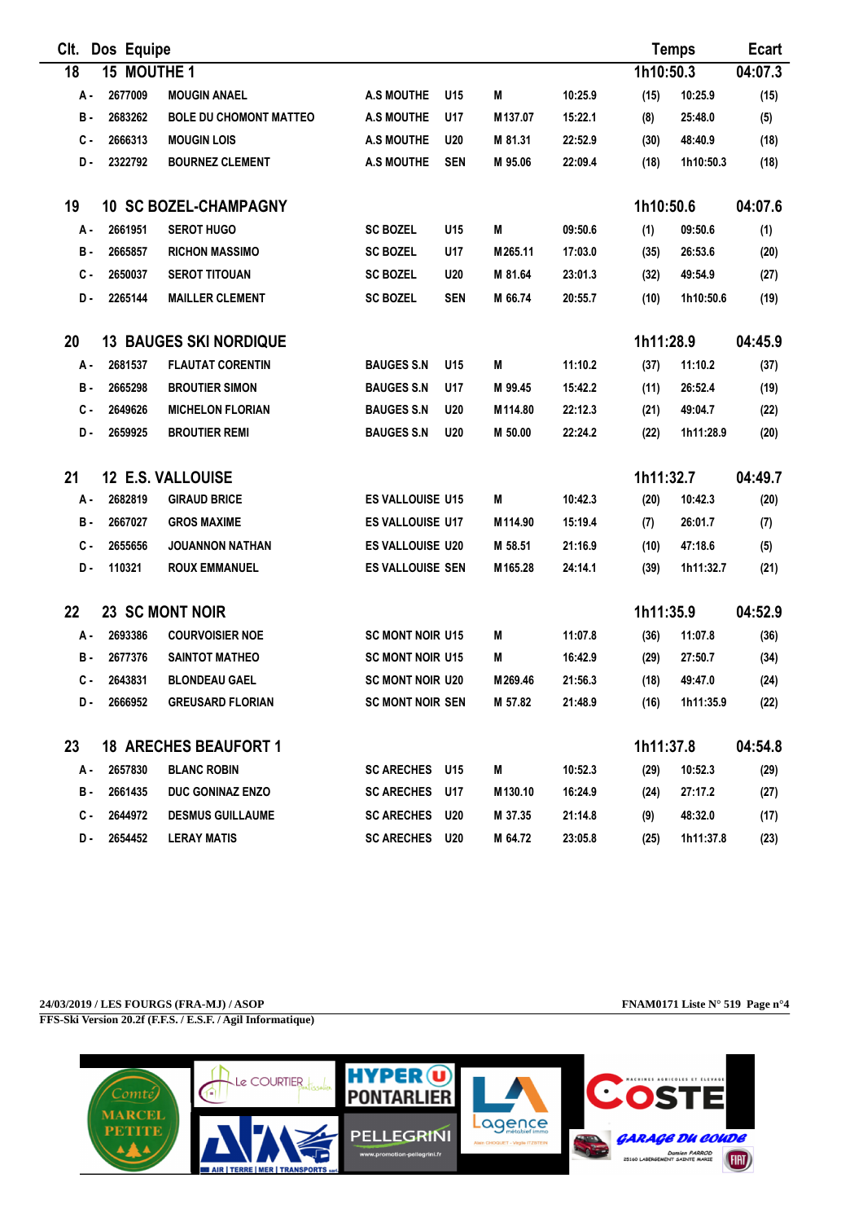| Clt. | Dos | Equipe | | | | | | | | Temps | Ecart |
|---|---|---|---|---|---|---|---|---|---|---|---|
| 18 | 15 | MOUTHE 1 | | | | | | | | 1h10:50.3 | 04:07.3 |
| A - | 2677009 | MOUGIN ANAEL | A.S MOUTHE | U15 | M | | 10:25.9 | (15) | 10:25.9 | | (15) |
| B - | 2683262 | BOLE DU CHOMONT MATTEO | A.S MOUTHE | U17 | M | 137.07 | 15:22.1 | (8) | 25:48.0 | | (5) |
| C - | 2666313 | MOUGIN LOIS | A.S MOUTHE | U20 | M | 81.31 | 22:52.9 | (30) | 48:40.9 | | (18) |
| D - | 2322792 | BOURNEZ CLEMENT | A.S MOUTHE | SEN | M | 95.06 | 22:09.4 | (18) | 1h10:50.3 | | (18) |
| 19 | 10 | SC BOZEL-CHAMPAGNY | | | | | | | | 1h10:50.6 | 04:07.6 |
| A - | 2661951 | SEROT HUGO | SC BOZEL | U15 | M | | 09:50.6 | (1) | 09:50.6 | | (1) |
| B - | 2665857 | RICHON MASSIMO | SC BOZEL | U17 | M | 265.11 | 17:03.0 | (35) | 26:53.6 | | (20) |
| C - | 2650037 | SEROT TITOUAN | SC BOZEL | U20 | M | 81.64 | 23:01.3 | (32) | 49:54.9 | | (27) |
| D - | 2265144 | MAILLER CLEMENT | SC BOZEL | SEN | M | 66.74 | 20:55.7 | (10) | 1h10:50.6 | | (19) |
| 20 | 13 | BAUGES SKI NORDIQUE | | | | | | | | 1h11:28.9 | 04:45.9 |
| A - | 2681537 | FLAUTAT CORENTIN | BAUGES S.N | U15 | M | | 11:10.2 | (37) | 11:10.2 | | (37) |
| B - | 2665298 | BROUTIER SIMON | BAUGES S.N | U17 | M | 99.45 | 15:42.2 | (11) | 26:52.4 | | (19) |
| C - | 2649626 | MICHELON FLORIAN | BAUGES S.N | U20 | M | 114.80 | 22:12.3 | (21) | 49:04.7 | | (22) |
| D - | 2659925 | BROUTIER REMI | BAUGES S.N | U20 | M | 50.00 | 22:24.2 | (22) | 1h11:28.9 | | (20) |
| 21 | 12 | E.S. VALLOUISE | | | | | | | | 1h11:32.7 | 04:49.7 |
| A - | 2682819 | GIRAUD BRICE | ES VALLOUISE | U15 | M | | 10:42.3 | (20) | 10:42.3 | | (20) |
| B - | 2667027 | GROS MAXIME | ES VALLOUISE | U17 | M | 114.90 | 15:19.4 | (7) | 26:01.7 | | (7) |
| C - | 2655656 | JOUANNON NATHAN | ES VALLOUISE | U20 | M | 58.51 | 21:16.9 | (10) | 47:18.6 | | (5) |
| D - | 110321 | ROUX EMMANUEL | ES VALLOUISE | SEN | M | 165.28 | 24:14.1 | (39) | 1h11:32.7 | | (21) |
| 22 | 23 | SC MONT NOIR | | | | | | | | 1h11:35.9 | 04:52.9 |
| A - | 2693386 | COURVOISIER NOE | SC MONT NOIR | U15 | M | | 11:07.8 | (36) | 11:07.8 | | (36) |
| B - | 2677376 | SAINTOT MATHEO | SC MONT NOIR | U15 | M | | 16:42.9 | (29) | 27:50.7 | | (34) |
| C - | 2643831 | BLONDEAU GAEL | SC MONT NOIR | U20 | M | 269.46 | 21:56.3 | (18) | 49:47.0 | | (24) |
| D - | 2666952 | GREUSARD FLORIAN | SC MONT NOIR | SEN | M | 57.82 | 21:48.9 | (16) | 1h11:35.9 | | (22) |
| 23 | 18 | ARECHES BEAUFORT 1 | | | | | | | | 1h11:37.8 | 04:54.8 |
| A - | 2657830 | BLANC ROBIN | SC ARECHES | U15 | M | | 10:52.3 | (29) | 10:52.3 | | (29) |
| B - | 2661435 | DUC GONINAZ ENZO | SC ARECHES | U17 | M | 130.10 | 16:24.9 | (24) | 27:17.2 | | (27) |
| C - | 2644972 | DESMUS GUILLAUME | SC ARECHES | U20 | M | 37.35 | 21:14.8 | (9) | 48:32.0 | | (17) |
| D - | 2654452 | LERAY MATIS | SC ARECHES | U20 | M | 64.72 | 23:05.8 | (25) | 1h11:37.8 | | (23) |

24/03/2019 / LES FOURGS (FRA-MJ) / ASOP — FNAM0171 Liste N° 519

FFS-Ski Version 20.2f (F.F.S. / E.S.F. / Agil Informatique)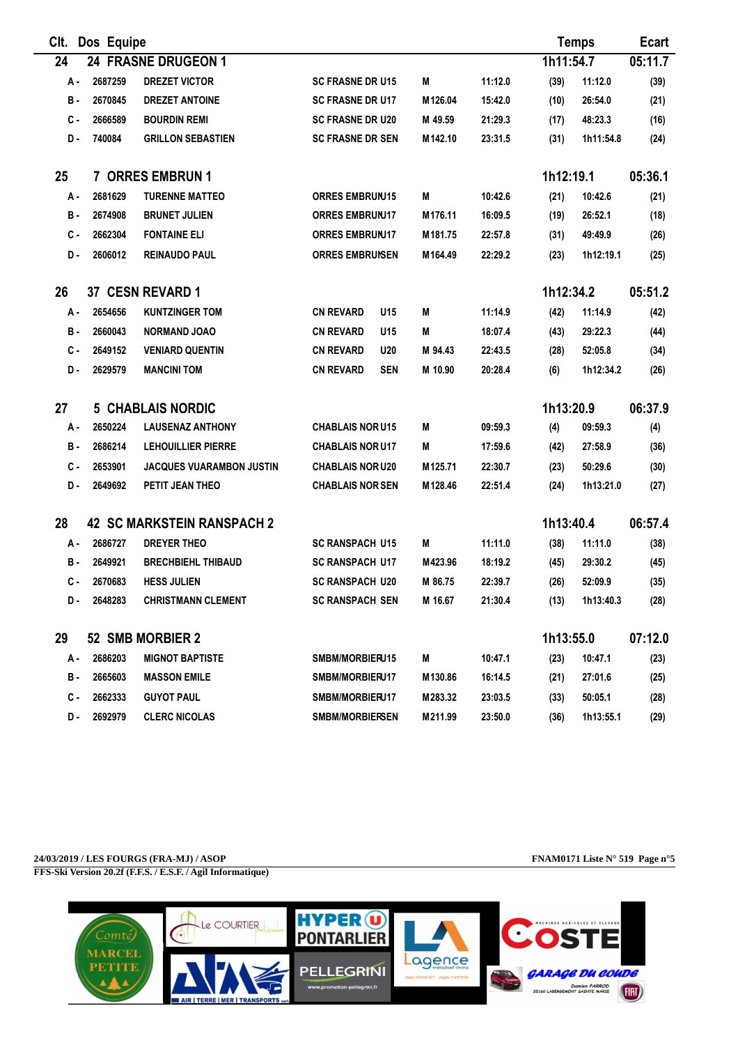| Clt. | Dos Equipe | | | | | | | Temps | Ecart |
|---|---|---|---|---|---|---|---|---|---|
| 24 | 24 FRASNE DRUGEON 1 | | | | | | | 1h11:54.7 | 05:11.7 |
| A - | 2687259 | DREZET VICTOR | SC FRASNE DR U15 | M | 11:12.0 | (39) | 11:12.0 | | (39) |
| B - | 2670845 | DREZET ANTOINE | SC FRASNE DR U17 | M 126.04 | 15:42.0 | (10) | 26:54.0 | | (21) |
| C - | 2666589 | BOURDIN REMI | SC FRASNE DR U20 | M 49.59 | 21:29.3 | (17) | 48:23.3 | | (16) |
| D - | 740084 | GRILLON SEBASTIEN | SC FRASNE DR SEN | M 142.10 | 23:31.5 | (31) | 1h11:54.8 | | (24) |
| 25 | 7 ORRES EMBRUN 1 | | | | | | | 1h12:19.1 | 05:36.1 |
| A - | 2681629 | TURENNE MATTEO | ORRES EMBRUNU15 | M | 10:42.6 | (21) | 10:42.6 | | (21) |
| B - | 2674908 | BRUNET JULIEN | ORRES EMBRUNU17 | M 176.11 | 16:09.5 | (19) | 26:52.1 | | (18) |
| C - | 2662304 | FONTAINE ELI | ORRES EMBRUNU17 | M 181.75 | 22:57.8 | (31) | 49:49.9 | | (26) |
| D - | 2606012 | REINAUDO PAUL | ORRES EMBRUNSEN | M 164.49 | 22:29.2 | (23) | 1h12:19.1 | | (25) |
| 26 | 37 CESN REVARD 1 | | | | | | | 1h12:34.2 | 05:51.2 |
| A - | 2654656 | KUNTZINGER TOM | CN REVARD U15 | M | 11:14.9 | (42) | 11:14.9 | | (42) |
| B - | 2660043 | NORMAND JOAO | CN REVARD U15 | M | 18:07.4 | (43) | 29:22.3 | | (44) |
| C - | 2649152 | VENIARD QUENTIN | CN REVARD U20 | M 94.43 | 22:43.5 | (28) | 52:05.8 | | (34) |
| D - | 2629579 | MANCINI TOM | CN REVARD SEN | M 10.90 | 20:28.4 | (6) | 1h12:34.2 | | (26) |
| 27 | 5 CHABLAIS NORDIC | | | | | | | 1h13:20.9 | 06:37.9 |
| A - | 2650224 | LAUSENAZ ANTHONY | CHABLAIS NOR U15 | M | 09:59.3 | (4) | 09:59.3 | | (4) |
| B - | 2686214 | LEHOUILLIER PIERRE | CHABLAIS NOR U17 | M | 17:59.6 | (42) | 27:58.9 | | (36) |
| C - | 2653901 | JACQUES VUARAMBON JUSTIN | CHABLAIS NOR U20 | M 125.71 | 22:30.7 | (23) | 50:29.6 | | (30) |
| D - | 2649692 | PETIT JEAN THEO | CHABLAIS NOR SEN | M 128.46 | 22:51.4 | (24) | 1h13:21.0 | | (27) |
| 28 | 42 SC MARKSTEIN RANSPACH 2 | | | | | | | 1h13:40.4 | 06:57.4 |
| A - | 2686727 | DREYER THEO | SC RANSPACH U15 | M | 11:11.0 | (38) | 11:11.0 | | (38) |
| B - | 2649921 | BRECHBIEHL THIBAUD | SC RANSPACH U17 | M 423.96 | 18:19.2 | (45) | 29:30.2 | | (45) |
| C - | 2670683 | HESS JULIEN | SC RANSPACH U20 | M 86.75 | 22:39.7 | (26) | 52:09.9 | | (35) |
| D - | 2648283 | CHRISTMANN CLEMENT | SC RANSPACH SEN | M 16.67 | 21:30.4 | (13) | 1h13:40.3 | | (28) |
| 29 | 52 SMB MORBIER 2 | | | | | | | 1h13:55.0 | 07:12.0 |
| A - | 2686203 | MIGNOT BAPTISTE | SMBM/MORBIERU15 | M | 10:47.1 | (23) | 10:47.1 | | (23) |
| B - | 2665603 | MASSON EMILE | SMBM/MORBIERU17 | M 130.86 | 16:14.5 | (21) | 27:01.6 | | (25) |
| C - | 2662333 | GUYOT PAUL | SMBM/MORBIERU17 | M 283.32 | 23:03.5 | (33) | 50:05.1 | | (28) |
| D - | 2692979 | CLERC NICOLAS | SMBM/MORBIERSEN | M 211.99 | 23:50.0 | (36) | 1h13:55.1 | | (29) |

24/03/2019 / LES FOURGS (FRA-MJ) / ASOP — FNAM0171 Liste N° 519

FFS-Ski Version 20.2f (F.F.S. / E.S.F. / Agil Informatique)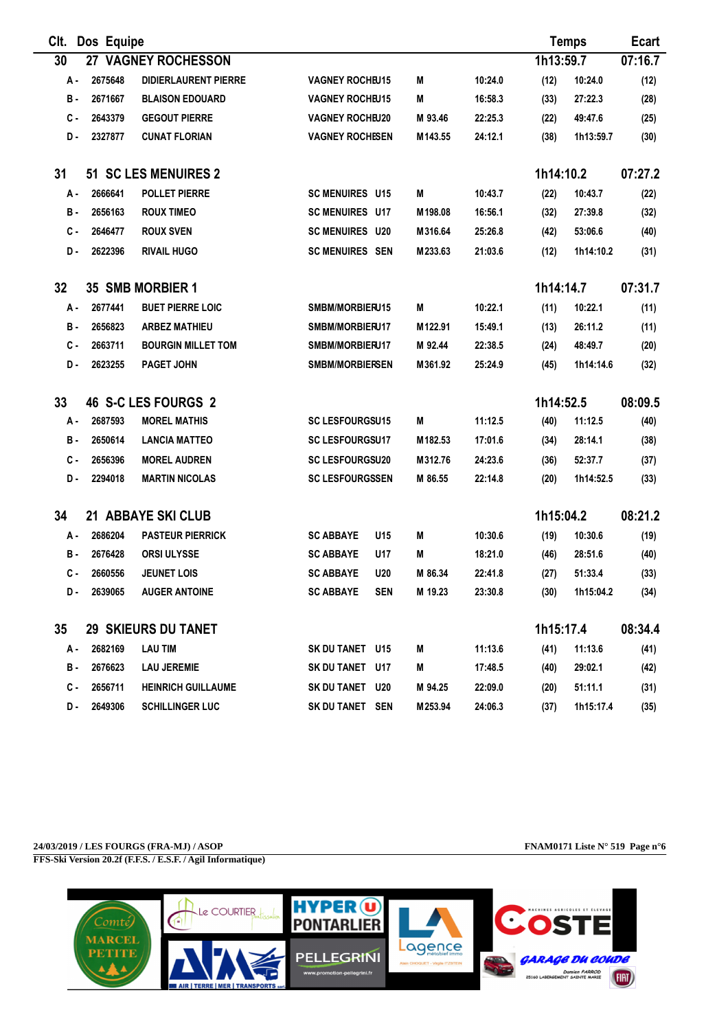| Clt. | Dos | Equipe | | | | | | Temps | Ecart |
|---|---|---|---|---|---|---|---|---|---|
| **30** | **27** | **VAGNEY ROCHESSON** | | | | | | **1h13:59.7** | **07:16.7** |
| A - | 2675648 | DIDIERLAURENT PIERRE | VAGNEY ROCHEU15 | M | | 10:24.0 | (12) | 10:24.0 | (12) |
| B - | 2671667 | BLAISON EDOUARD | VAGNEY ROCHEU15 | M | | 16:58.3 | (33) | 27:22.3 | (28) |
| C - | 2643379 | GEGOUT PIERRE | VAGNEY ROCHEU20 | M | 93.46 | 22:25.3 | (22) | 49:47.6 | (25) |
| D - | 2327877 | CUNAT FLORIAN | VAGNEY ROCHESEN | M | 143.55 | 24:12.1 | (38) | 1h13:59.7 | (30) |
| **31** | **51** | **SC LES MENUIRES 2** | | | | | | **1h14:10.2** | **07:27.2** |
| A - | 2666641 | POLLET PIERRE | SC MENUIRES U15 | M | | 10:43.7 | (22) | 10:43.7 | (22) |
| B - | 2656163 | ROUX TIMEO | SC MENUIRES U17 | M | 198.08 | 16:56.1 | (32) | 27:39.8 | (32) |
| C - | 2646477 | ROUX SVEN | SC MENUIRES U20 | M | 316.64 | 25:26.8 | (42) | 53:06.6 | (40) |
| D - | 2622396 | RIVAIL HUGO | SC MENUIRES SEN | M | 233.63 | 21:03.6 | (12) | 1h14:10.2 | (31) |
| **32** | **35** | **SMB MORBIER 1** | | | | | | **1h14:14.7** | **07:31.7** |
| A - | 2677441 | BUET PIERRE LOIC | SMBM/MORBIERU15 | M | | 10:22.1 | (11) | 10:22.1 | (11) |
| B - | 2656823 | ARBEZ MATHIEU | SMBM/MORBIERU17 | M | 122.91 | 15:49.1 | (13) | 26:11.2 | (11) |
| C - | 2663711 | BOURGIN MILLET TOM | SMBM/MORBIERU17 | M | 92.44 | 22:38.5 | (24) | 48:49.7 | (20) |
| D - | 2623255 | PAGET JOHN | SMBM/MORBIERSEN | M | 361.92 | 25:24.9 | (45) | 1h14:14.6 | (32) |
| **33** | **46** | **S-C LES FOURGS 2** | | | | | | **1h14:52.5** | **08:09.5** |
| A - | 2687593 | MOREL MATHIS | SC LESFOURGSU15 | M | | 11:12.5 | (40) | 11:12.5 | (40) |
| B - | 2650614 | LANCIA MATTEO | SC LESFOURGSU17 | M | 182.53 | 17:01.6 | (34) | 28:14.1 | (38) |
| C - | 2656396 | MOREL AUDREN | SC LESFOURGSU20 | M | 312.76 | 24:23.6 | (36) | 52:37.7 | (37) |
| D - | 2294018 | MARTIN NICOLAS | SC LESFOURGSSEN | M | 86.55 | 22:14.8 | (20) | 1h14:52.5 | (33) |
| **34** | **21** | **ABBAYE SKI CLUB** | | | | | | **1h15:04.2** | **08:21.2** |
| A - | 2686204 | PASTEUR PIERRICK | SC ABBAYE U15 | M | | 10:30.6 | (19) | 10:30.6 | (19) |
| B - | 2676428 | ORSI ULYSSE | SC ABBAYE U17 | M | | 18:21.0 | (46) | 28:51.6 | (40) |
| C - | 2660556 | JEUNET LOIS | SC ABBAYE U20 | M | 86.34 | 22:41.8 | (27) | 51:33.4 | (33) |
| D - | 2639065 | AUGER ANTOINE | SC ABBAYE SEN | M | 19.23 | 23:30.8 | (30) | 1h15:04.2 | (34) |
| **35** | **29** | **SKIEURS DU TANET** | | | | | | **1h15:17.4** | **08:34.4** |
| A - | 2682169 | LAU TIM | SK DU TANET U15 | M | | 11:13.6 | (41) | 11:13.6 | (41) |
| B - | 2676623 | LAU JEREMIE | SK DU TANET U17 | M | | 17:48.5 | (40) | 29:02.1 | (42) |
| C - | 2656711 | HEINRICH GUILLAUME | SK DU TANET U20 | M | 94.25 | 22:09.0 | (20) | 51:11.1 | (31) |
| D - | 2649306 | SCHILLINGER LUC | SK DU TANET SEN | M | 253.94 | 24:06.3 | (37) | 1h15:17.4 | (35) |

**24/03/2019 / LES FOURGS (FRA-MJ) / ASOP** **FNAM0171 Liste N° 519**

**FFS-Ski Version 20.2f (F.F.S. / E.S.F. / Agil Informatique)**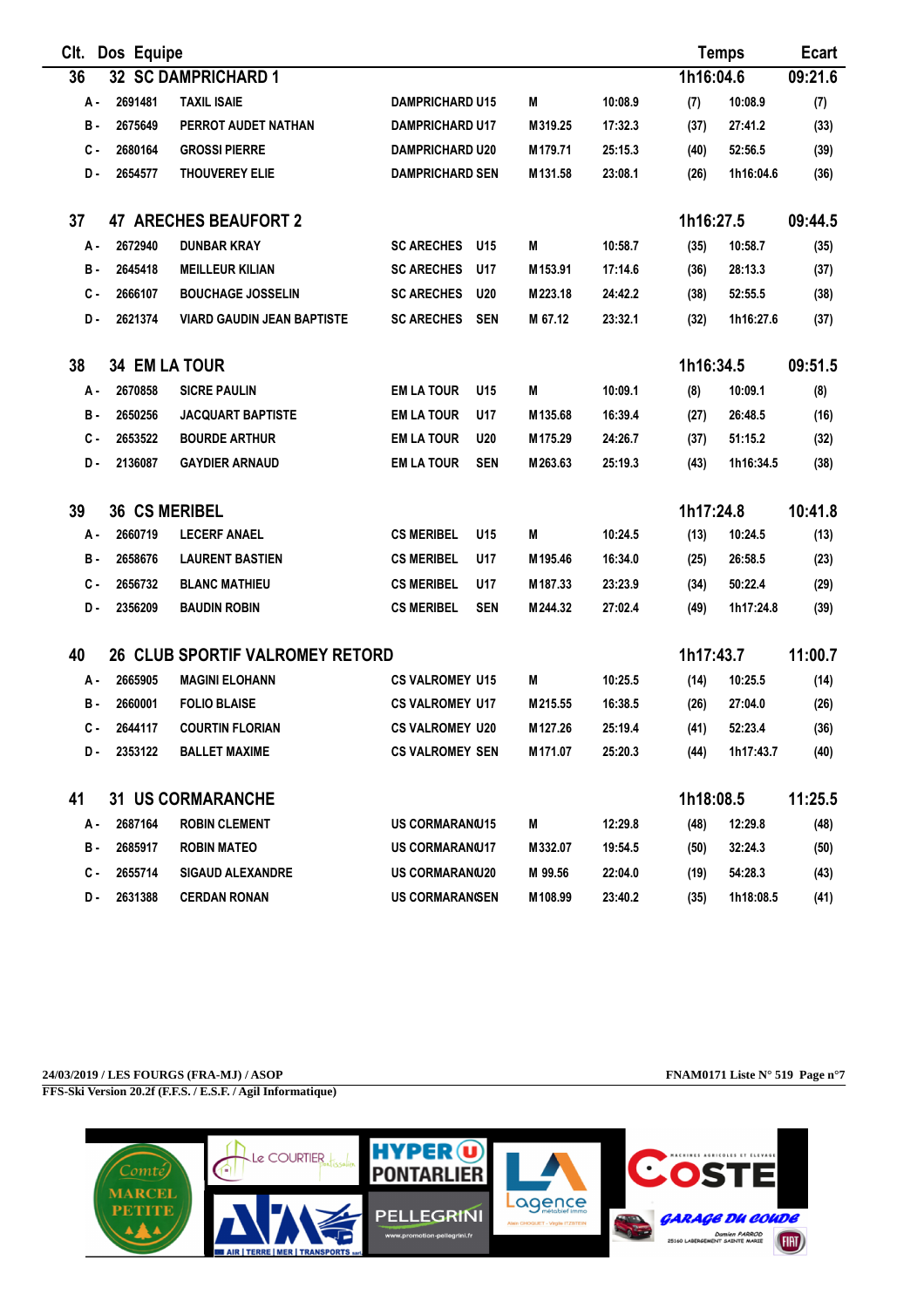| Clt. | Dos | Equipe | | | | | | | | Temps | Ecart |
|---|---|---|---|---|---|---|---|---|---|---|---|
| 36 | 32 | SC DAMPRICHARD 1 | | | | | | | | 1h16:04.6 | 09:21.6 |
| | A - | 2691481 | TAXIL ISAIE | DAMPRICHARD U15 | | M | 10:08.9 | (7) | 10:08.9 | | (7) |
| | B - | 2675649 | PERROT AUDET NATHAN | DAMPRICHARD U17 | | M319.25 | 17:32.3 | (37) | 27:41.2 | | (33) |
| | C - | 2680164 | GROSSI PIERRE | DAMPRICHARD U20 | | M179.71 | 25:15.3 | (40) | 52:56.5 | | (39) |
| | D - | 2654577 | THOUVEREY ELIE | DAMPRICHARD SEN | | M131.58 | 23:08.1 | (26) | 1h16:04.6 | | (36) |
| 37 | 47 | ARECHES BEAUFORT 2 | | | | | | | | 1h16:27.5 | 09:44.5 |
| | A - | 2672940 | DUNBAR KRAY | SC ARECHES | U15 | M | 10:58.7 | (35) | 10:58.7 | | (35) |
| | B - | 2645418 | MEILLEUR KILIAN | SC ARECHES | U17 | M153.91 | 17:14.6 | (36) | 28:13.3 | | (37) |
| | C - | 2666107 | BOUCHAGE JOSSELIN | SC ARECHES | U20 | M223.18 | 24:42.2 | (38) | 52:55.5 | | (38) |
| | D - | 2621374 | VIARD GAUDIN JEAN BAPTISTE | SC ARECHES | SEN | M 67.12 | 23:32.1 | (32) | 1h16:27.6 | | (37) |
| 38 | 34 | EM LA TOUR | | | | | | | | 1h16:34.5 | 09:51.5 |
| | A - | 2670858 | SICRE PAULIN | EM LA TOUR | U15 | M | 10:09.1 | (8) | 10:09.1 | | (8) |
| | B - | 2650256 | JACQUART BAPTISTE | EM LA TOUR | U17 | M135.68 | 16:39.4 | (27) | 26:48.5 | | (16) |
| | C - | 2653522 | BOURDE ARTHUR | EM LA TOUR | U20 | M175.29 | 24:26.7 | (37) | 51:15.2 | | (32) |
| | D - | 2136087 | GAYDIER ARNAUD | EM LA TOUR | SEN | M263.63 | 25:19.3 | (43) | 1h16:34.5 | | (38) |
| 39 | 36 | CS MERIBEL | | | | | | | | 1h17:24.8 | 10:41.8 |
| | A - | 2660719 | LECERF ANAEL | CS MERIBEL | U15 | M | 10:24.5 | (13) | 10:24.5 | | (13) |
| | B - | 2658676 | LAURENT BASTIEN | CS MERIBEL | U17 | M195.46 | 16:34.0 | (25) | 26:58.5 | | (23) |
| | C - | 2656732 | BLANC MATHIEU | CS MERIBEL | U17 | M187.33 | 23:23.9 | (34) | 50:22.4 | | (29) |
| | D - | 2356209 | BAUDIN ROBIN | CS MERIBEL | SEN | M244.32 | 27:02.4 | (49) | 1h17:24.8 | | (39) |
| 40 | 26 | CLUB SPORTIF VALROMEY RETORD | | | | | | | | 1h17:43.7 | 11:00.7 |
| | A - | 2665905 | MAGINI ELOHANN | CS VALROMEY | U15 | M | 10:25.5 | (14) | 10:25.5 | | (14) |
| | B - | 2660001 | FOLIO BLAISE | CS VALROMEY | U17 | M215.55 | 16:38.5 | (26) | 27:04.0 | | (26) |
| | C - | 2644117 | COURTIN FLORIAN | CS VALROMEY | U20 | M127.26 | 25:19.4 | (41) | 52:23.4 | | (36) |
| | D - | 2353122 | BALLET MAXIME | CS VALROMEY | SEN | M171.07 | 25:20.3 | (44) | 1h17:43.7 | | (40) |
| 41 | 31 | US CORMARANCHE | | | | | | | | 1h18:08.5 | 11:25.5 |
| | A - | 2687164 | ROBIN CLEMENT | US CORMARANCHE | U15 | M | 12:29.8 | (48) | 12:29.8 | | (48) |
| | B - | 2685917 | ROBIN MATEO | US CORMARANCHE | U17 | M332.07 | 19:54.5 | (50) | 32:24.3 | | (50) |
| | C - | 2655714 | SIGAUD ALEXANDRE | US CORMARANCHE | U20 | M 99.56 | 22:04.0 | (19) | 54:28.3 | | (43) |
| | D - | 2631388 | CERDAN RONAN | US CORMARANCHE | SEN | M108.99 | 23:40.2 | (35) | 1h18:08.5 | | (41) |

24/03/2019 / LES FOURGS (FRA-MJ) / ASOP — FNAM0171 Liste N° 519 Page n°7

FFS-Ski Version 20.2f (F.F.S. / E.S.F. / Agil Informatique)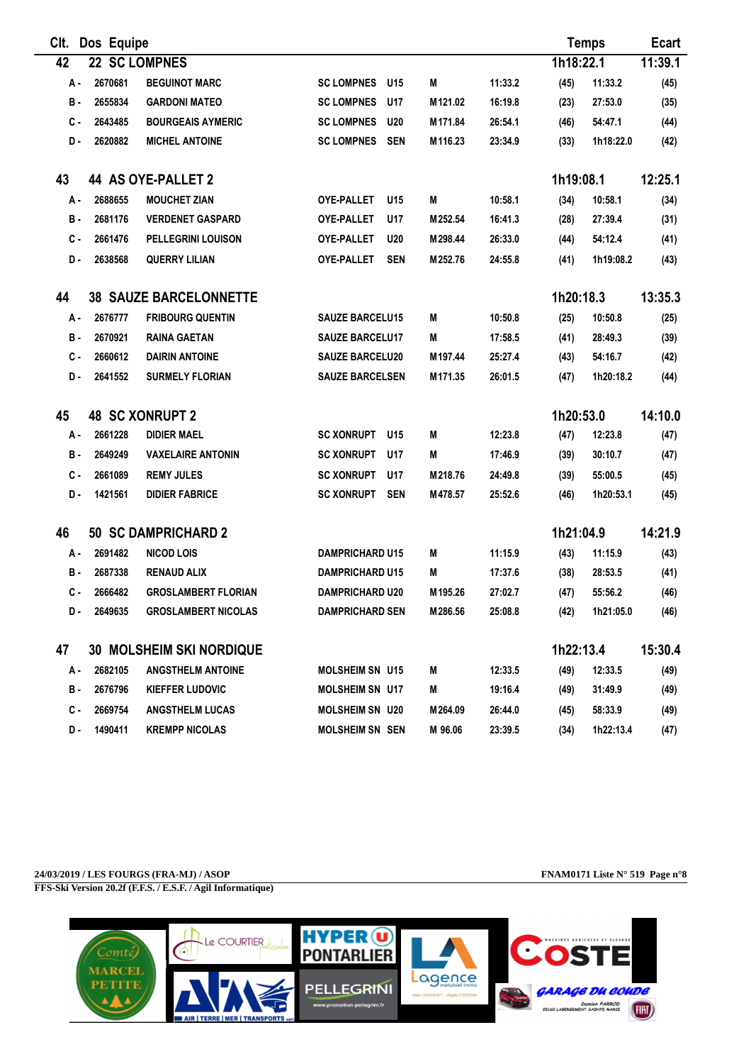| Clt. | Dos | Equipe | | | | | | Temps | | Ecart |
|---|---|---|---|---|---|---|---|---|---|---|
| 42 | 22 | SC LOMPNES | | | | | | 1h18:22.1 | | 11:39.1 |
| A - | 2670681 | BEGUINOT MARC | SC LOMPNES | U15 | M | 11:33.2 | (45) | 11:33.2 | | (45) |
| B - | 2655834 | GARDONI MATEO | SC LOMPNES | U17 | M 121.02 | 16:19.8 | (23) | 27:53.0 | | (35) |
| C - | 2643485 | BOURGEAIS AYMERIC | SC LOMPNES | U20 | M 171.84 | 26:54.1 | (46) | 54:47.1 | | (44) |
| D - | 2620882 | MICHEL ANTOINE | SC LOMPNES | SEN | M 116.23 | 23:34.9 | (33) | 1h18:22.0 | | (42) |
| 43 | 44 | AS OYE-PALLET 2 | | | | | | 1h19:08.1 | | 12:25.1 |
| A - | 2688655 | MOUCHET ZIAN | OYE-PALLET | U15 | M | 10:58.1 | (34) | 10:58.1 | | (34) |
| B - | 2681176 | VERDENET GASPARD | OYE-PALLET | U17 | M 252.54 | 16:41.3 | (28) | 27:39.4 | | (31) |
| C - | 2661476 | PELLEGRINI LOUISON | OYE-PALLET | U20 | M 298.44 | 26:33.0 | (44) | 54:12.4 | | (41) |
| D - | 2638568 | QUERRY LILIAN | OYE-PALLET | SEN | M 252.76 | 24:55.8 | (41) | 1h19:08.2 | | (43) |
| 44 | 38 | SAUZE BARCELONNETTE | | | | | | 1h20:18.3 | | 13:35.3 |
| A - | 2676777 | FRIBOURG QUENTIN | SAUZE BARCEL | U15 | M | 10:50.8 | (25) | 10:50.8 | | (25) |
| B - | 2670921 | RAINA GAETAN | SAUZE BARCEL | U17 | M | 17:58.5 | (41) | 28:49.3 | | (39) |
| C - | 2660612 | DAIRIN ANTOINE | SAUZE BARCEL | U20 | M 197.44 | 25:27.4 | (43) | 54:16.7 | | (42) |
| D - | 2641552 | SURMELY FLORIAN | SAUZE BARCEL | SEN | M 171.35 | 26:01.5 | (47) | 1h20:18.2 | | (44) |
| 45 | 48 | SC XONRUPT 2 | | | | | | 1h20:53.0 | | 14:10.0 |
| A - | 2661228 | DIDIER MAEL | SC XONRUPT | U15 | M | 12:23.8 | (47) | 12:23.8 | | (47) |
| B - | 2649249 | VAXELAIRE ANTONIN | SC XONRUPT | U17 | M | 17:46.9 | (39) | 30:10.7 | | (47) |
| C - | 2661089 | REMY JULES | SC XONRUPT | U17 | M 218.76 | 24:49.8 | (39) | 55:00.5 | | (45) |
| D - | 1421561 | DIDIER FABRICE | SC XONRUPT | SEN | M 478.57 | 25:52.6 | (46) | 1h20:53.1 | | (45) |
| 46 | 50 | SC DAMPRICHARD 2 | | | | | | 1h21:04.9 | | 14:21.9 |
| A - | 2691482 | NICOD LOIS | DAMPRICHARD | U15 | M | 11:15.9 | (43) | 11:15.9 | | (43) |
| B - | 2687338 | RENAUD ALIX | DAMPRICHARD | U15 | M | 17:37.6 | (38) | 28:53.5 | | (41) |
| C - | 2666482 | GROSLAMBERT FLORIAN | DAMPRICHARD | U20 | M 195.26 | 27:02.7 | (47) | 55:56.2 | | (46) |
| D - | 2649635 | GROSLAMBERT NICOLAS | DAMPRICHARD | SEN | M 286.56 | 25:08.8 | (42) | 1h21:05.0 | | (46) |
| 47 | 30 | MOLSHEIM SKI NORDIQUE | | | | | | 1h22:13.4 | | 15:30.4 |
| A - | 2682105 | ANGSTHELM ANTOINE | MOLSHEIM SN | U15 | M | 12:33.5 | (49) | 12:33.5 | | (49) |
| B - | 2676796 | KIEFFER LUDOVIC | MOLSHEIM SN | U17 | M | 19:16.4 | (49) | 31:49.9 | | (49) |
| C - | 2669754 | ANGSTHELM LUCAS | MOLSHEIM SN | U20 | M 264.09 | 26:44.0 | (45) | 58:33.9 | | (49) |
| D - | 1490411 | KREMPP NICOLAS | MOLSHEIM SN | SEN | M 96.06 | 23:39.5 | (34) | 1h22:13.4 | | (47) |

**24/03/2019 / LES FOURGS (FRA-MJ) / ASOP** — **FNAM0171 Liste N° 519**

**FFS-Ski Version 20.2f (F.F.S. / E.S.F. / Agil Informatique)**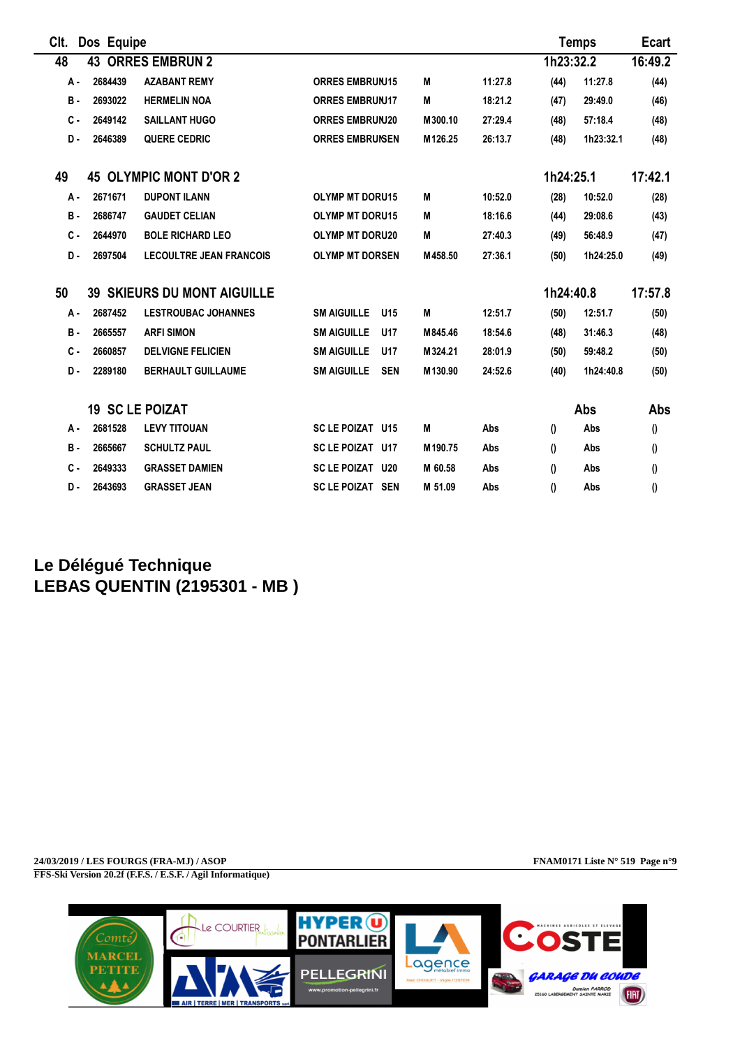| Clt. | Dos | Equipe | | | | | | Temps | Ecart |
|---|---|---|---|---|---|---|---|---|---|
| 48 | 43 | ORRES EMBRUN 2 | | | | | | 1h23:32.2 | 16:49.2 |
| A - | 2684439 | AZABANT REMY | ORRES EMBRUNU15 | M | | 11:27.8 | (44) | 11:27.8 | (44) |
| B - | 2693022 | HERMELIN NOA | ORRES EMBRUNU17 | M | | 18:21.2 | (47) | 29:49.0 | (46) |
| C - | 2649142 | SAILLANT HUGO | ORRES EMBRUNU20 | M | 300.10 | 27:29.4 | (48) | 57:18.4 | (48) |
| D - | 2646389 | QUERE CEDRIC | ORRES EMBRUNSEN | M | 126.25 | 26:13.7 | (48) | 1h23:32.1 | (48) |
| 49 | 45 | OLYMPIC MONT D'OR 2 | | | | | | 1h24:25.1 | 17:42.1 |
| A - | 2671671 | DUPONT ILANN | OLYMP MT DORU15 | M | | 10:52.0 | (28) | 10:52.0 | (28) |
| B - | 2686747 | GAUDET CELIAN | OLYMP MT DORU15 | M | | 18:16.6 | (44) | 29:08.6 | (43) |
| C - | 2644970 | BOLE RICHARD LEO | OLYMP MT DORU20 | M | | 27:40.3 | (49) | 56:48.9 | (47) |
| D - | 2697504 | LECOULTRE JEAN FRANCOIS | OLYMP MT DORSEN | M | 458.50 | 27:36.1 | (50) | 1h24:25.0 | (49) |
| 50 | 39 | SKIEURS DU MONT AIGUILLE | | | | | | 1h24:40.8 | 17:57.8 |
| A - | 2687452 | LESTROUBAC JOHANNES | SM AIGUILLE U15 | M | | 12:51.7 | (50) | 12:51.7 | (50) |
| B - | 2665557 | ARFI SIMON | SM AIGUILLE U17 | M | 845.46 | 18:54.6 | (48) | 31:46.3 | (48) |
| C - | 2660857 | DELVIGNE FELICIEN | SM AIGUILLE U17 | M | 324.21 | 28:01.9 | (50) | 59:48.2 | (50) |
| D - | 2289180 | BERHAULT GUILLAUME | SM AIGUILLE SEN | M | 130.90 | 24:52.6 | (40) | 1h24:40.8 | (50) |
| | 19 | SC LE POIZAT | | | | | | Abs | Abs |
| A - | 2681528 | LEVY TITOUAN | SC LE POIZAT U15 | M | | Abs | () | Abs | () |
| B - | 2665667 | SCHULTZ PAUL | SC LE POIZAT U17 | M | 190.75 | Abs | () | Abs | () |
| C - | 2649333 | GRASSET DAMIEN | SC LE POIZAT U20 | M | 60.58 | Abs | () | Abs | () |
| D - | 2643693 | GRASSET JEAN | SC LE POIZAT SEN | M | 51.09 | Abs | () | Abs | () |

**Le Délégué Technique**
**LEBAS QUENTIN (2195301 - MB )**

24/03/2019 / LES FOURGS (FRA-MJ) / ASOP — FNAM0171 Liste N° 519
FFS-Ski Version 20.2f (F.F.S. / E.S.F. / Agil Informatique)